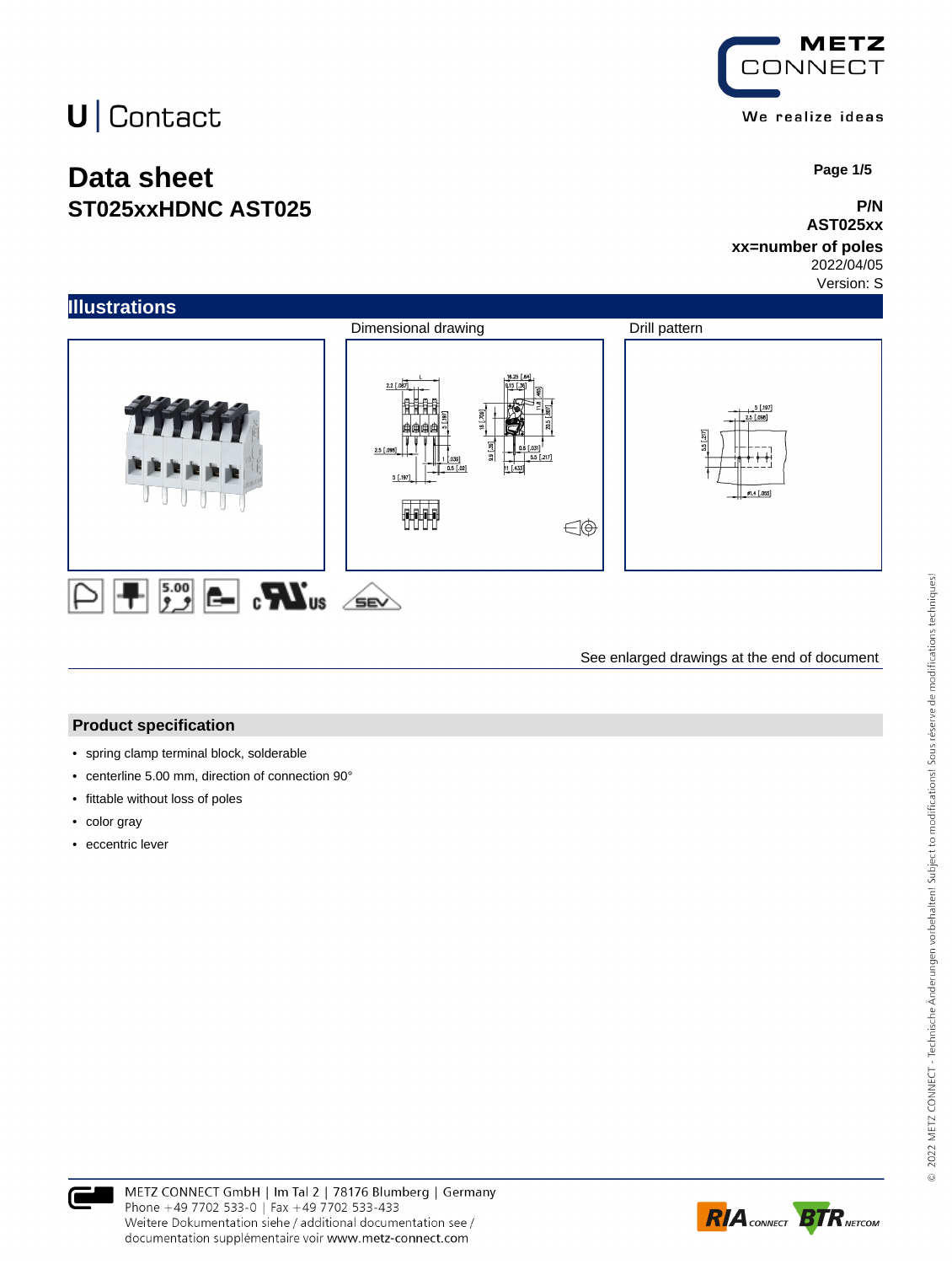U | Contact

METZ CONNECT

We realize ideas

# Data sheet
## ST025xxHDNC AST025

**P/N**
**AST025xx**
**xx=number of poles**
2022/04/05
Version: S

## Illustrations

Dimensional drawing

Drill pattern

See enlarged drawings at the end of document

## Product specification

- spring clamp terminal block, solderable
- centerline 5.00 mm, direction of connection 90°
- fittable without loss of poles
- color gray
- eccentric lever

METZ CONNECT GmbH | Im Tal 2 | 78176 Blumberg | Germany
Phone +49 7702 533-0 | Fax +49 7702 533-433
Weitere Dokumentation siehe / additional documentation see /
documentation supplémentaire voir www.metz-connect.com

© 2022 METZ CONNECT - Technische Änderungen vorbehalten! Subject to modifications! Sous réserve de modifications techniques!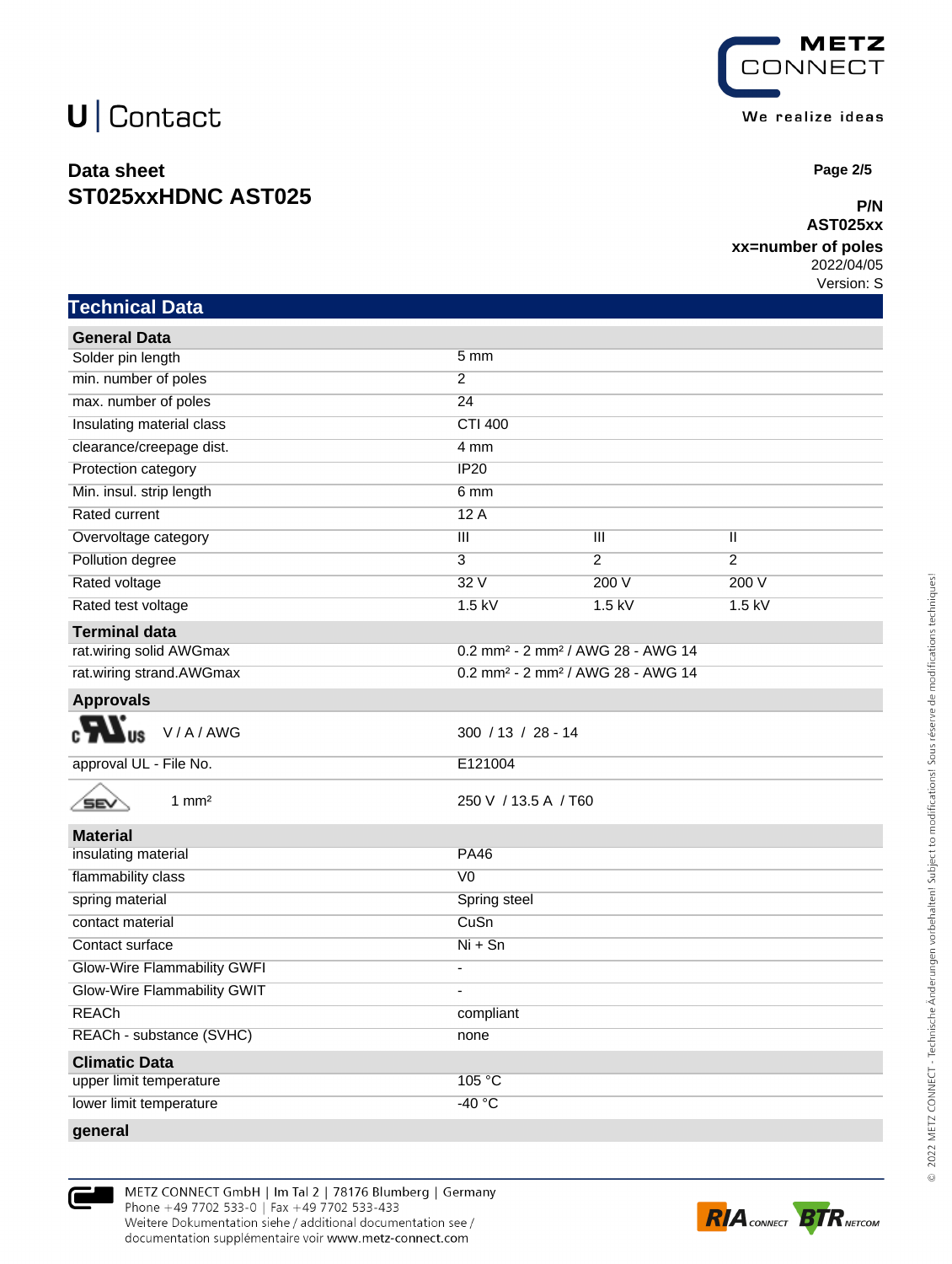# Data sheet
## ST025xxHDNC AST025

**P/N**
**AST025xx**
**xx=number of poles**
2022/04/05
Version: S

## Technical Data

| General Data | | | |
|---|---|---|---|
| Solder pin length | 5 mm | | |
| min. number of poles | 2 | | |
| max. number of poles | 24 | | |
| Insulating material class | CTI 400 | | |
| clearance/creepage dist. | 4 mm | | |
| Protection category | IP20 | | |
| Min. insul. strip length | 6 mm | | |
| Rated current | 12 A | | |
| Overvoltage category | III | III | II |
| Pollution degree | 3 | 2 | 2 |
| Rated voltage | 32 V | 200 V | 200 V |
| Rated test voltage | 1.5 kV | 1.5 kV | 1.5 kV |
| **Terminal data** | | | |
| rat.wiring solid AWGmax | 0.2 mm² - 2 mm² / AWG 28 - AWG 14 | | |
| rat.wiring strand.AWGmax | 0.2 mm² - 2 mm² / AWG 28 - AWG 14 | | |
| **Approvals** | | | |
| cULus V / A / AWG | 300 / 13 / 28 - 14 | | |
| approval UL - File No. | E121004 | | |
| SEV 1 mm² | 250 V / 13.5 A / T60 | | |
| **Material** | | | |
| insulating material | PA46 | | |
| flammability class | V0 | | |
| spring material | Spring steel | | |
| contact material | CuSn | | |
| Contact surface | Ni + Sn | | |
| Glow-Wire Flammability GWFI | - | | |
| Glow-Wire Flammability GWIT | - | | |
| REACh | compliant | | |
| REACh - substance (SVHC) | none | | |
| **Climatic Data** | | | |
| upper limit temperature | 105 °C | | |
| lower limit temperature | -40 °C | | |
| **general** | | | |

METZ CONNECT GmbH | Im Tal 2 | 78176 Blumberg | Germany
Phone +49 7702 533-0 | Fax +49 7702 533-433
Weitere Dokumentation siehe / additional documentation see / documentation supplémentaire voir www.metz-connect.com

© 2022 METZ CONNECT - Technische Änderungen vorbehalten! Subject to modifications! Sous réserve de modifications techniques!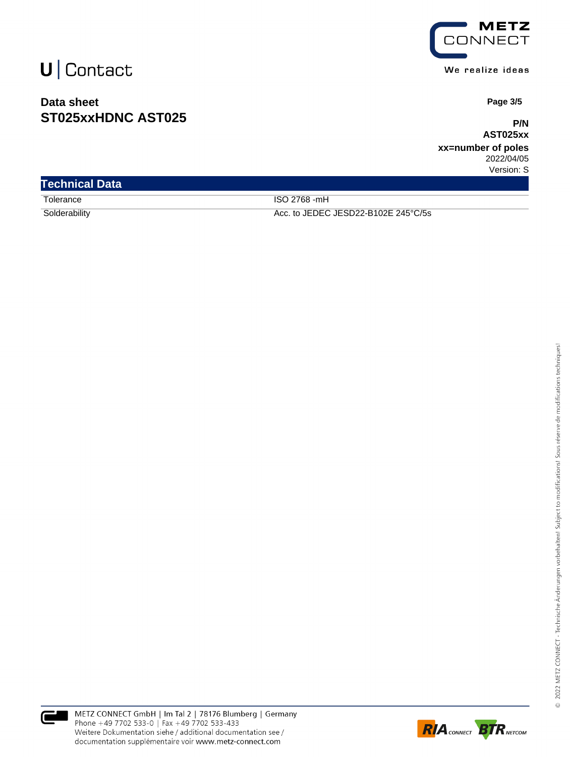## Technical Data

| | |
|---|---|
| Tolerance | ISO 2768 -mH |
| Solderability | Acc. to JEDEC JESD22-B102E 245°C/5s |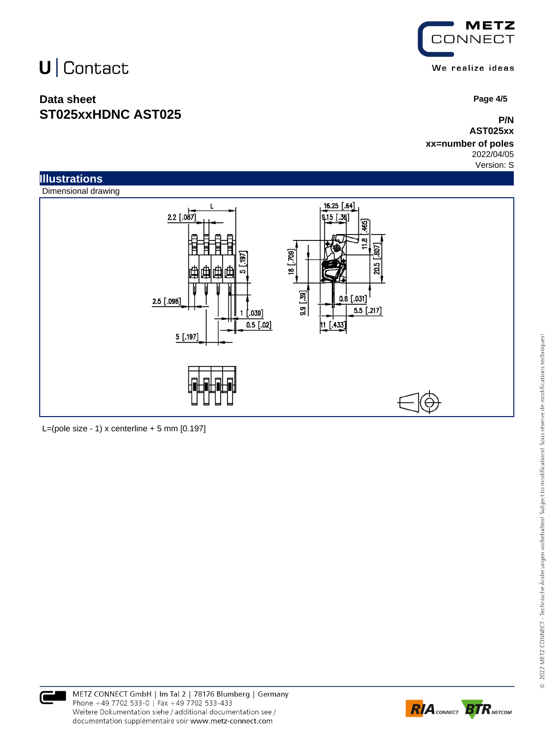U | Contact

**Data sheet**
**ST025xxHDNC AST025**

**P/N**
**AST025xx**
**xx=number of poles**
2022/04/05
Version: S

## Illustrations

Dimensional drawing

L=(pole size - 1) x centerline + 5 mm [0.197]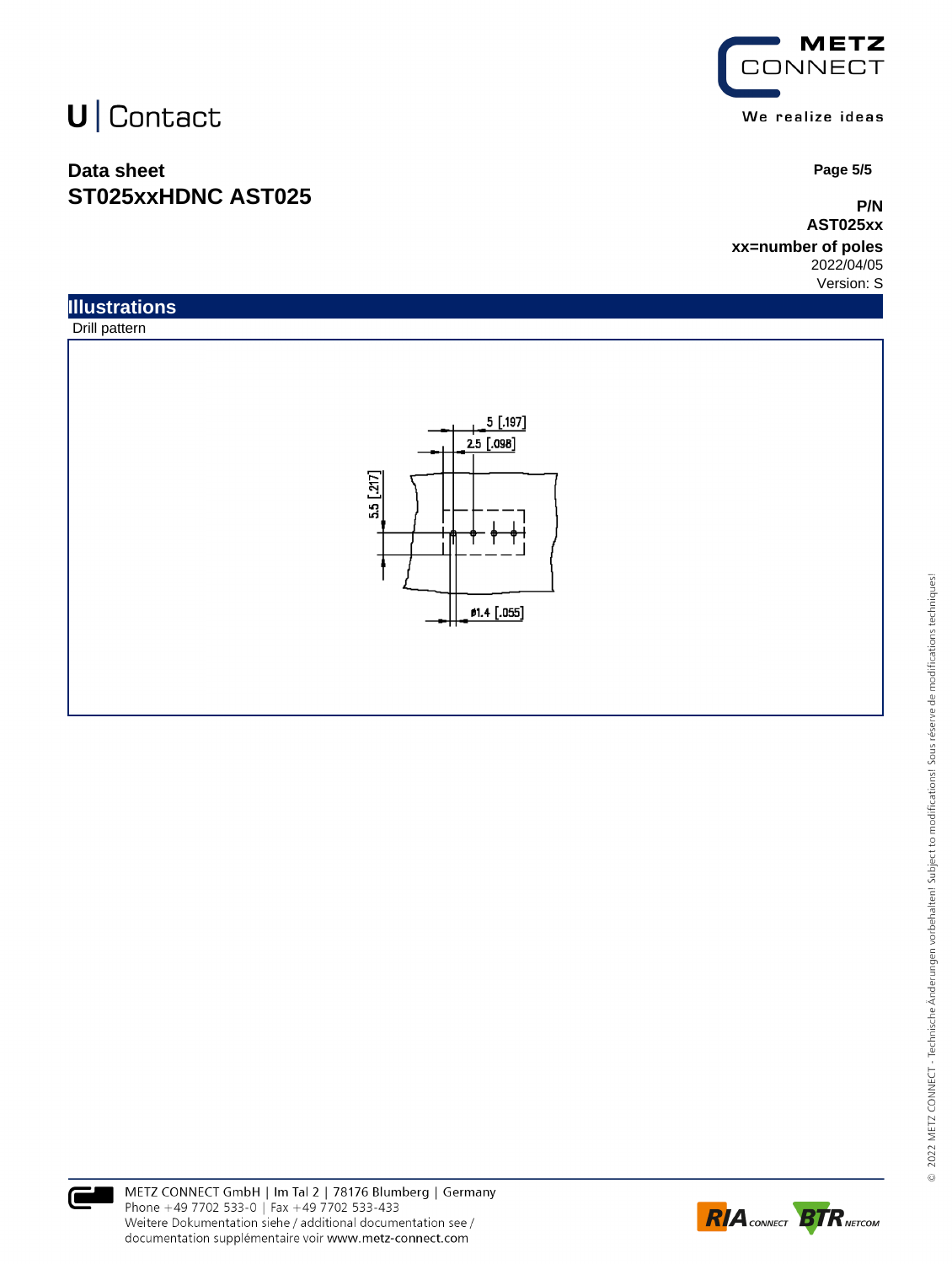## Data sheet
## ST025xxHDNC AST025

**P/N**
**AST025xx**
**xx=number of poles**
2022/04/05
Version: S

## Illustrations

Drill pattern

5 [.197]
2.5 [.098]
5.5 [.217]
ø1.4 [.055]